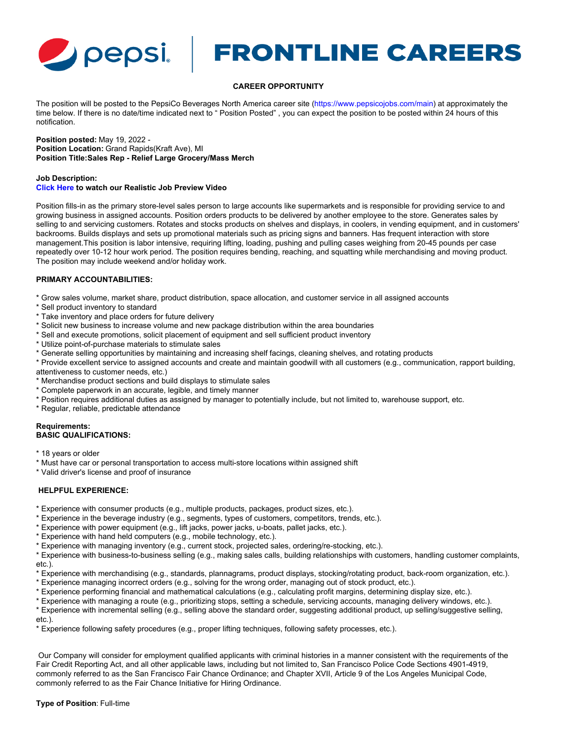# pepsi | FRONTLINE CAREERS

**CAREER OPPORTUNITY**

The position will be posted to the PepsiCo Beverages North America career site (https://www.pepsicojobs.com/main) at approximately the time below. If there is no date/time indicated next to " Position Posted" , you can expect the position to be posted within 24 hours of this notification.

**Position posted:** May 19, 2022 -
**Position Location:** Grand Rapids(Kraft Ave), MI
**Position Title:Sales Rep - Relief Large Grocery/Mass Merch**

**Job Description:**
**Click Here to watch our Realistic Job Preview Video**

Position fills-in as the primary store-level sales person to large accounts like supermarkets and is responsible for providing service to and growing business in assigned accounts. Position orders products to be delivered by another employee to the store. Generates sales by selling to and servicing customers. Rotates and stocks products on shelves and displays, in coolers, in vending equipment, and in customers' backrooms. Builds displays and sets up promotional materials such as pricing signs and banners. Has frequent interaction with store management.This position is labor intensive, requiring lifting, loading, pushing and pulling cases weighing from 20-45 pounds per case repeatedly over 10-12 hour work period. The position requires bending, reaching, and squatting while merchandising and moving product. The position may include weekend and/or holiday work.

**PRIMARY ACCOUNTABILITIES:**

* Grow sales volume, market share, product distribution, space allocation, and customer service in all assigned accounts
* Sell product inventory to standard
* Take inventory and place orders for future delivery
* Solicit new business to increase volume and new package distribution within the area boundaries
* Sell and execute promotions, solicit placement of equipment and sell sufficient product inventory
* Utilize point-of-purchase materials to stimulate sales
* Generate selling opportunities by maintaining and increasing shelf facings, cleaning shelves, and rotating products
* Provide excellent service to assigned accounts and create and maintain goodwill with all customers (e.g., communication, rapport building, attentiveness to customer needs, etc.)
* Merchandise product sections and build displays to stimulate sales
* Complete paperwork in an accurate, legible, and timely manner
* Position requires additional duties as assigned by manager to potentially include, but not limited to, warehouse support, etc.
* Regular, reliable, predictable attendance

**Requirements:**
**BASIC QUALIFICATIONS:**

* 18 years or older
* Must have car or personal transportation to access multi-store locations within assigned shift
* Valid driver's license and proof of insurance

**HELPFUL EXPERIENCE:**

* Experience with consumer products (e.g., multiple products, packages, product sizes, etc.).
* Experience in the beverage industry (e.g., segments, types of customers, competitors, trends, etc.).
* Experience with power equipment (e.g., lift jacks, power jacks, u-boats, pallet jacks, etc.).
* Experience with hand held computers (e.g., mobile technology, etc.).
* Experience with managing inventory (e.g., current stock, projected sales, ordering/re-stocking, etc.).
* Experience with business-to-business selling (e.g., making sales calls, building relationships with customers, handling customer complaints, etc.).
* Experience with merchandising (e.g., standards, plannagrams, product displays, stocking/rotating product, back-room organization, etc.).
* Experience managing incorrect orders (e.g., solving for the wrong order, managing out of stock product, etc.).
* Experience performing financial and mathematical calculations (e.g., calculating profit margins, determining display size, etc.).
* Experience with managing a route (e.g., prioritizing stops, setting a schedule, servicing accounts, managing delivery windows, etc.).
* Experience with incremental selling (e.g., selling above the standard order, suggesting additional product, up selling/suggestive selling, etc.).
* Experience following safety procedures (e.g., proper lifting techniques, following safety processes, etc.).

Our Company will consider for employment qualified applicants with criminal histories in a manner consistent with the requirements of the Fair Credit Reporting Act, and all other applicable laws, including but not limited to, San Francisco Police Code Sections 4901-4919, commonly referred to as the San Francisco Fair Chance Ordinance; and Chapter XVII, Article 9 of the Los Angeles Municipal Code, commonly referred to as the Fair Chance Initiative for Hiring Ordinance.

**Type of Position**: Full-time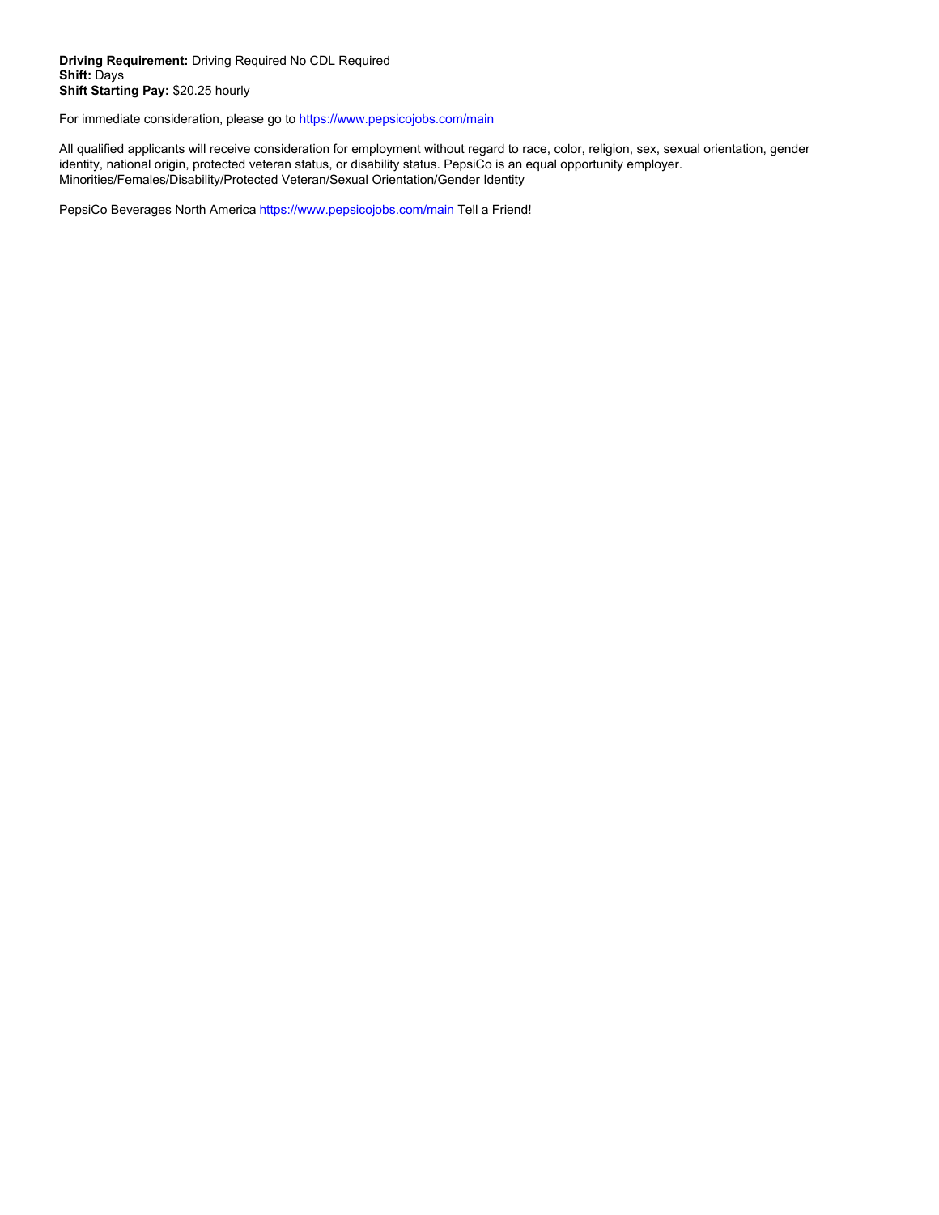**Driving Requirement:** Driving Required No CDL Required
**Shift:** Days
**Shift Starting Pay:** $20.25 hourly

For immediate consideration, please go to https://www.pepsicojobs.com/main

All qualified applicants will receive consideration for employment without regard to race, color, religion, sex, sexual orientation, gender identity, national origin, protected veteran status, or disability status. PepsiCo is an equal opportunity employer. Minorities/Females/Disability/Protected Veteran/Sexual Orientation/Gender Identity

PepsiCo Beverages North America https://www.pepsicojobs.com/main Tell a Friend!